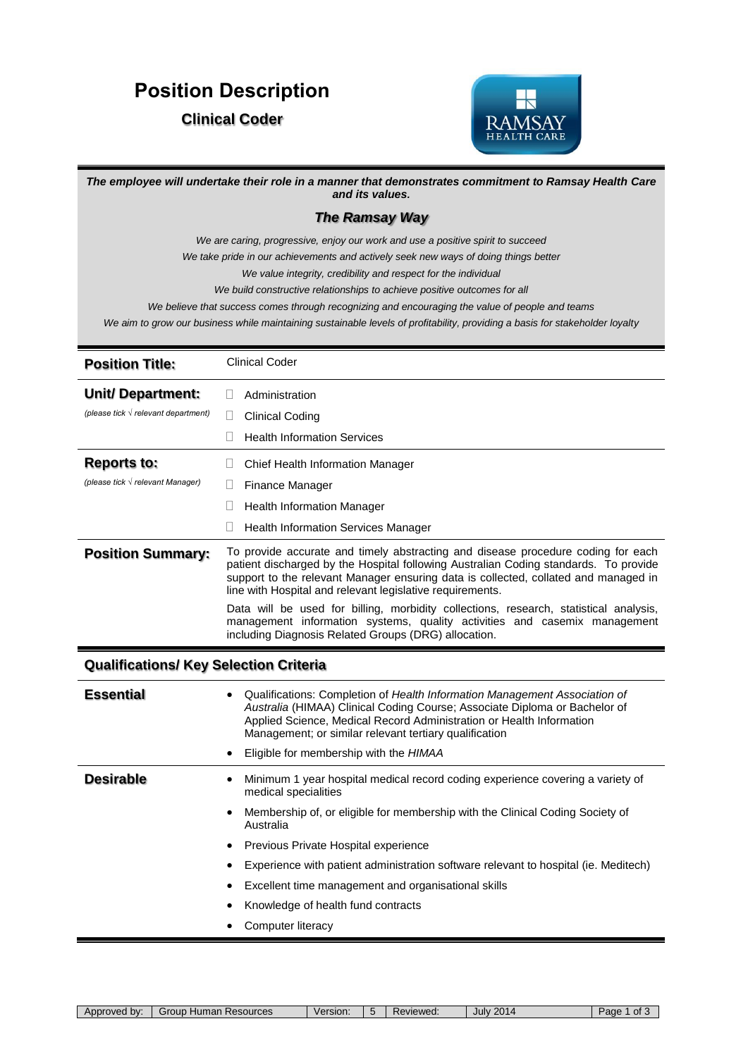# Position Description

## Clinical Coder

***The employee will undertake their role in a manner that demonstrates commitment to Ramsay Health Care and its values.***

***The Ramsay Way***

*We are caring, progressive, enjoy our work and use a positive spirit to succeed*

*We take pride in our achievements and actively seek new ways of doing things better*

*We value integrity, credibility and respect for the individual*

*We build constructive relationships to achieve positive outcomes for all*

*We believe that success comes through recognizing and encouraging the value of people and teams*

*We aim to grow our business while maintaining sustainable levels of profitability, providing a basis for stakeholder loyalty*

| | |
|---|---|
| **Position Title:** | Clinical Coder |
| **Unit/ Department:** *(please tick √ relevant department)* | ☐ Administration<br>☐ Clinical Coding<br>☐ Health Information Services |
| **Reports to:** *(please tick √ relevant Manager)* | ☐ Chief Health Information Manager<br>☐ Finance Manager<br>☐ Health Information Manager<br>☐ Health Information Services Manager |
| **Position Summary:** | To provide accurate and timely abstracting and disease procedure coding for each patient discharged by the Hospital following Australian Coding standards. To provide support to the relevant Manager ensuring data is collected, collated and managed in line with Hospital and relevant legislative requirements.<br><br>Data will be used for billing, morbidity collections, research, statistical analysis, management information systems, quality activities and casemix management including Diagnosis Related Groups (DRG) allocation. |

## Qualifications/ Key Selection Criteria

| | |
|---|---|
| **Essential** | • Qualifications: Completion of *Health Information Management Association of Australia* (HIMAA) Clinical Coding Course; Associate Diploma or Bachelor of Applied Science, Medical Record Administration or Health Information Management; or similar relevant tertiary qualification<br>• Eligible for membership with the *HIMAA* |
| **Desirable** | • Minimum 1 year hospital medical record coding experience covering a variety of medical specialities<br>• Membership of, or eligible for membership with the Clinical Coding Society of Australia<br>• Previous Private Hospital experience<br>• Experience with patient administration software relevant to hospital (ie. Meditech)<br>• Excellent time management and organisational skills<br>• Knowledge of health fund contracts<br>• Computer literacy |

| Approved by: | Group Human Resources | Version: | 5 | Reviewed: | July 2014 |
|---|---|---|---|---|---|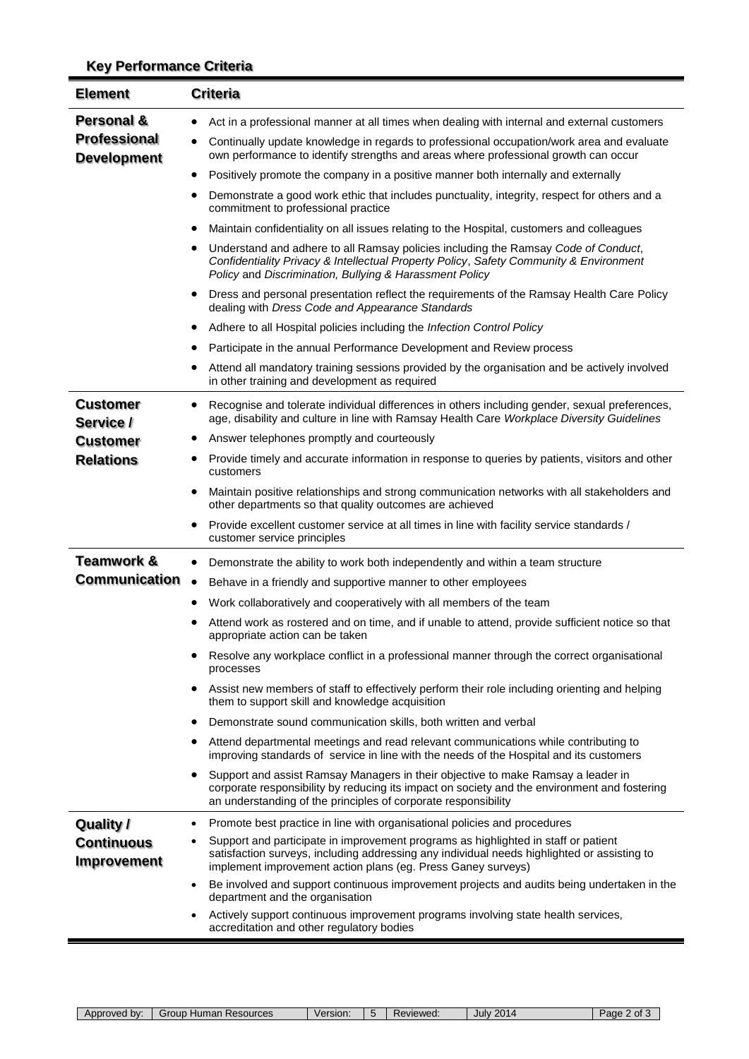## Key Performance Criteria

| Element | Criteria |
|---|---|
| **Personal & Professional Development** | • Act in a professional manner at all times when dealing with internal and external customers<br>• Continually update knowledge in regards to professional occupation/work area and evaluate own performance to identify strengths and areas where professional growth can occur<br>• Positively promote the company in a positive manner both internally and externally<br>• Demonstrate a good work ethic that includes punctuality, integrity, respect for others and a commitment to professional practice<br>• Maintain confidentiality on all issues relating to the Hospital, customers and colleagues<br>• Understand and adhere to all Ramsay policies including the Ramsay *Code of Conduct*, *Confidentiality Privacy & Intellectual Property Policy*, *Safety Community & Environment Policy* and *Discrimination, Bullying & Harassment Policy*<br>• Dress and personal presentation reflect the requirements of the Ramsay Health Care Policy dealing with *Dress Code and Appearance Standards*<br>• Adhere to all Hospital policies including the *Infection Control Policy*<br>• Participate in the annual Performance Development and Review process<br>• Attend all mandatory training sessions provided by the organisation and be actively involved in other training and development as required |
| **Customer Service / Customer Relations** | • Recognise and tolerate individual differences in others including gender, sexual preferences, age, disability and culture in line with Ramsay Health Care *Workplace Diversity Guidelines*<br>• Answer telephones promptly and courteously<br>• Provide timely and accurate information in response to queries by patients, visitors and other customers<br>• Maintain positive relationships and strong communication networks with all stakeholders and other departments so that quality outcomes are achieved<br>• Provide excellent customer service at all times in line with facility service standards / customer service principles |
| **Teamwork & Communication** | • Demonstrate the ability to work both independently and within a team structure<br>• Behave in a friendly and supportive manner to other employees<br>• Work collaboratively and cooperatively with all members of the team<br>• Attend work as rostered and on time, and if unable to attend, provide sufficient notice so that appropriate action can be taken<br>• Resolve any workplace conflict in a professional manner through the correct organisational processes<br>• Assist new members of staff to effectively perform their role including orienting and helping them to support skill and knowledge acquisition<br>• Demonstrate sound communication skills, both written and verbal<br>• Attend departmental meetings and read relevant communications while contributing to improving standards of service in line with the needs of the Hospital and its customers<br>• Support and assist Ramsay Managers in their objective to make Ramsay a leader in corporate responsibility by reducing its impact on society and the environment and fostering an understanding of the principles of corporate responsibility |
| **Quality / Continuous Improvement** | • Promote best practice in line with organisational policies and procedures<br>• Support and participate in improvement programs as highlighted in staff or patient satisfaction surveys, including addressing any individual needs highlighted or assisting to implement improvement action plans (eg. Press Ganey surveys)<br>• Be involved and support continuous improvement projects and audits being undertaken in the department and the organisation<br>• Actively support continuous improvement programs involving state health services, accreditation and other regulatory bodies |

| Approved by: | Group Human Resources | Version: | 5 | Reviewed: | July 2014 |
|---|---|---|---|---|---|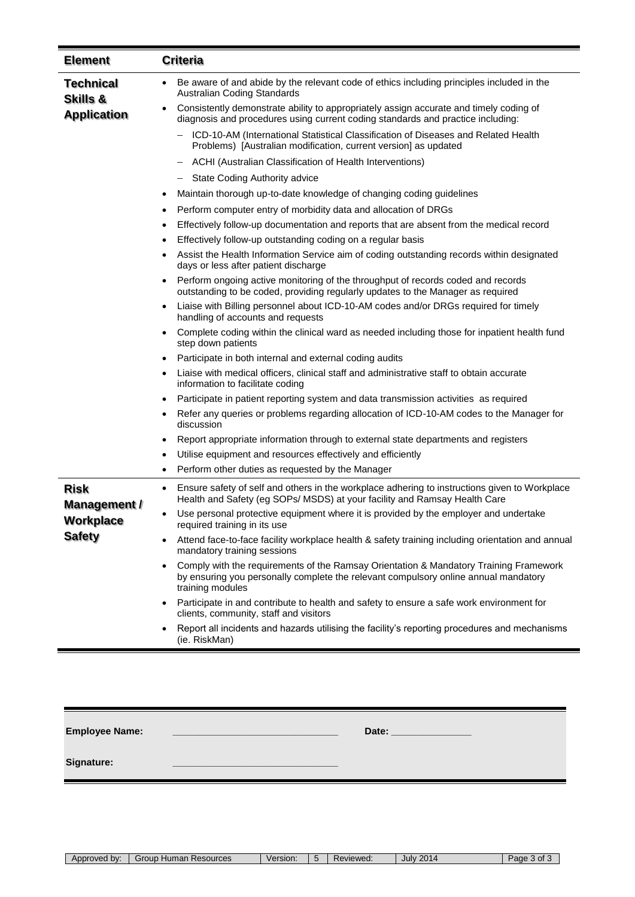| Element | Criteria |
|---|---|
| **Technical Skills & Application** | • Be aware of and abide by the relevant code of ethics including principles included in the Australian Coding Standards<br>• Consistently demonstrate ability to appropriately assign accurate and timely coding of diagnosis and procedures using current coding standards and practice including:<br>– ICD-10-AM (International Statistical Classification of Diseases and Related Health Problems) [Australian modification, current version] as updated<br>– ACHI (Australian Classification of Health Interventions)<br>– State Coding Authority advice<br>• Maintain thorough up-to-date knowledge of changing coding guidelines<br>• Perform computer entry of morbidity data and allocation of DRGs<br>• Effectively follow-up documentation and reports that are absent from the medical record<br>• Effectively follow-up outstanding coding on a regular basis<br>• Assist the Health Information Service aim of coding outstanding records within designated days or less after patient discharge<br>• Perform ongoing active monitoring of the throughput of records coded and records outstanding to be coded, providing regularly updates to the Manager as required<br>• Liaise with Billing personnel about ICD-10-AM codes and/or DRGs required for timely handling of accounts and requests<br>• Complete coding within the clinical ward as needed including those for inpatient health fund step down patients<br>• Participate in both internal and external coding audits<br>• Liaise with medical officers, clinical staff and administrative staff to obtain accurate information to facilitate coding<br>• Participate in patient reporting system and data transmission activities as required<br>• Refer any queries or problems regarding allocation of ICD-10-AM codes to the Manager for discussion<br>• Report appropriate information through to external state departments and registers<br>• Utilise equipment and resources effectively and efficiently<br>• Perform other duties as requested by the Manager |
| **Risk Management / Workplace Safety** | • Ensure safety of self and others in the workplace adhering to instructions given to Workplace Health and Safety (eg SOPs/ MSDS) at your facility and Ramsay Health Care<br>• Use personal protective equipment where it is provided by the employer and undertake required training in its use<br>• Attend face-to-face facility workplace health & safety training including orientation and annual mandatory training sessions<br>• Comply with the requirements of the Ramsay Orientation & Mandatory Training Framework by ensuring you personally complete the relevant compulsory online annual mandatory training modules<br>• Participate in and contribute to health and safety to ensure a safe work environment for clients, community, staff and visitors<br>• Report all incidents and hazards utilising the facility's reporting procedures and mechanisms (ie. RiskMan) |

| | | | |
|---|---|---|---|
| **Employee Name:** | ______________________________ | **Date:** | _______________ |
| **Signature:** | ______________________________ | | |

| | | | | | | |
|---|---|---|---|---|---|---|
| Approved by: | Group Human Resources | Version: | 5 | Reviewed: | July 2014 | Page 3 of 3 |